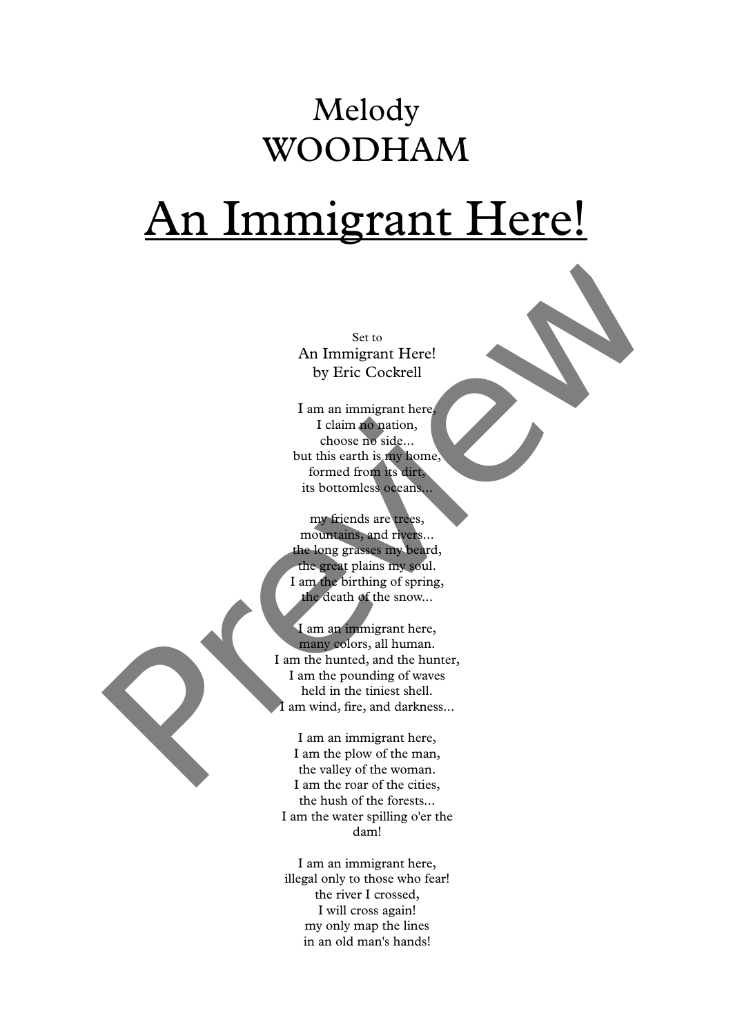Melody
WOODHAM

# An Immigrant Here!

Set to
An Immigrant Here!
by Eric Cockrell

I am an immigrant here,
I claim no nation,
choose no side...
but this earth is my home,
formed from its dirt,
its bottomless oceans...

my friends are trees,
mountains, and rivers...
the long grasses my beard,
the great plains my soul.
I am the birthing of spring,
the death of the snow...

I am an immigrant here,
many colors, all human.
I am the hunted, and the hunter,
I am the pounding of waves
held in the tiniest shell.
I am wind, fire, and darkness...

I am an immigrant here,
I am the plow of the man,
the valley of the woman.
I am the roar of the cities,
the hush of the forests...
I am the water spilling o'er the
dam!

I am an immigrant here,
illegal only to those who fear!
the river I crossed,
I will cross again!
my only map the lines
in an old man's hands!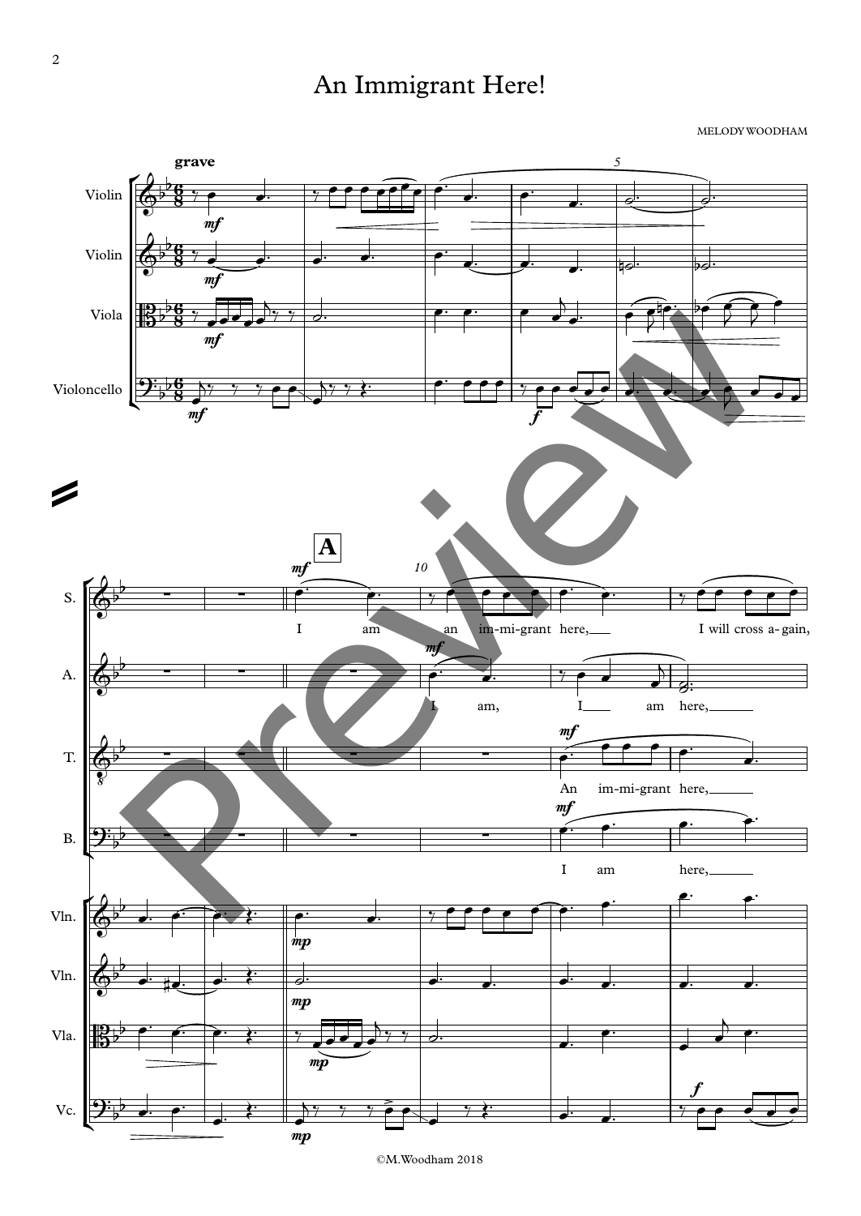# An Immigrant Here!

MELODY WOODHAM

**grave**

Violin, Violin, Viola, Violoncello

**A**

S.: I am an im-mi-grant here, I will cross a-gain,

A.: I am, I am here,

T.: An im-mi-grant here,

B.: I am here,

©M.Woodham 2018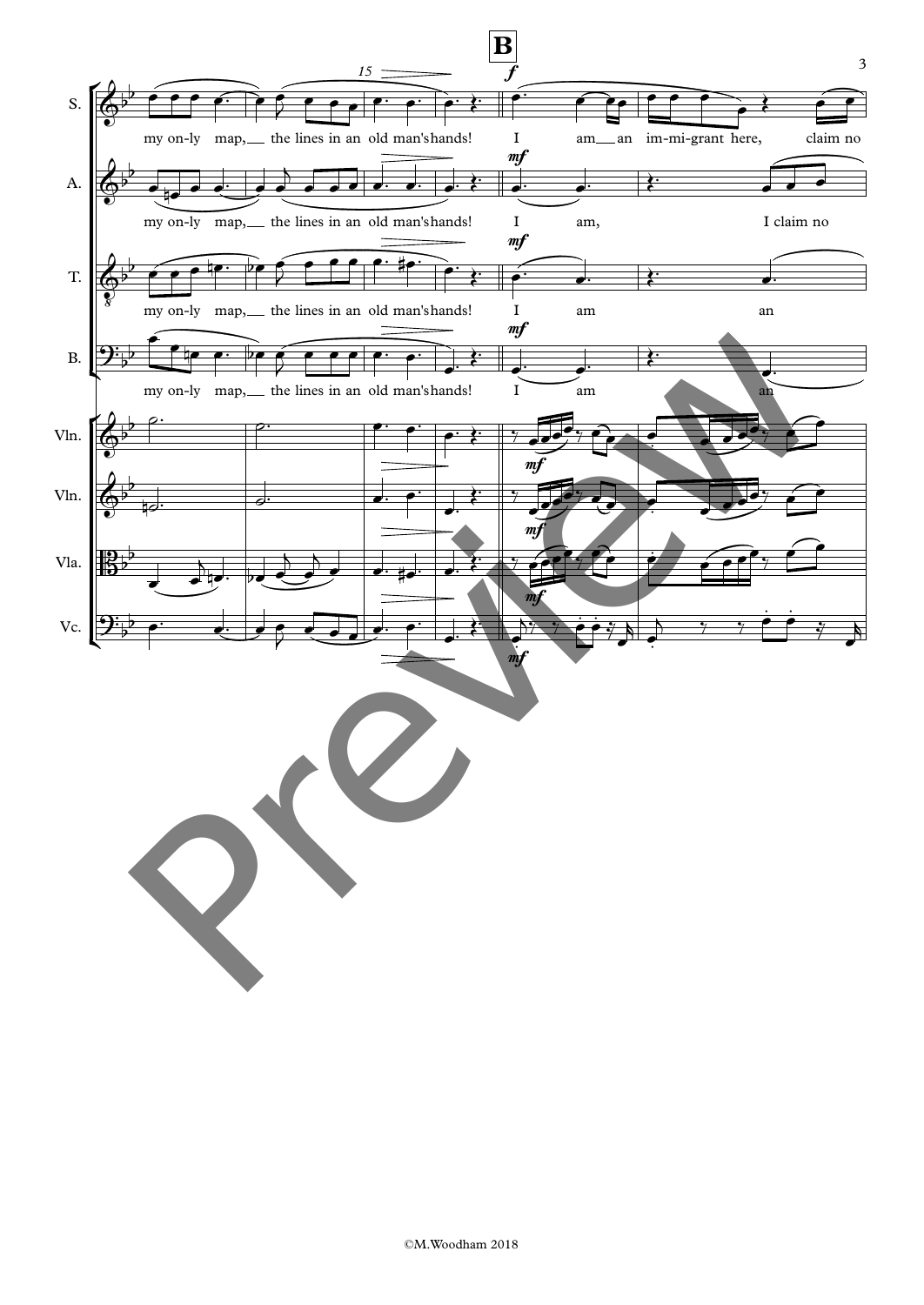**B**

my on-ly map, the lines in an old man's hands! I am an im-mi-grant here, claim no

my on-ly map, the lines in an old man's hands! I am, I claim no

my on-ly map, the lines in an old man's hands! I am an

my on-ly map, the lines in an old man's hands! I am an

©M.Woodham 2018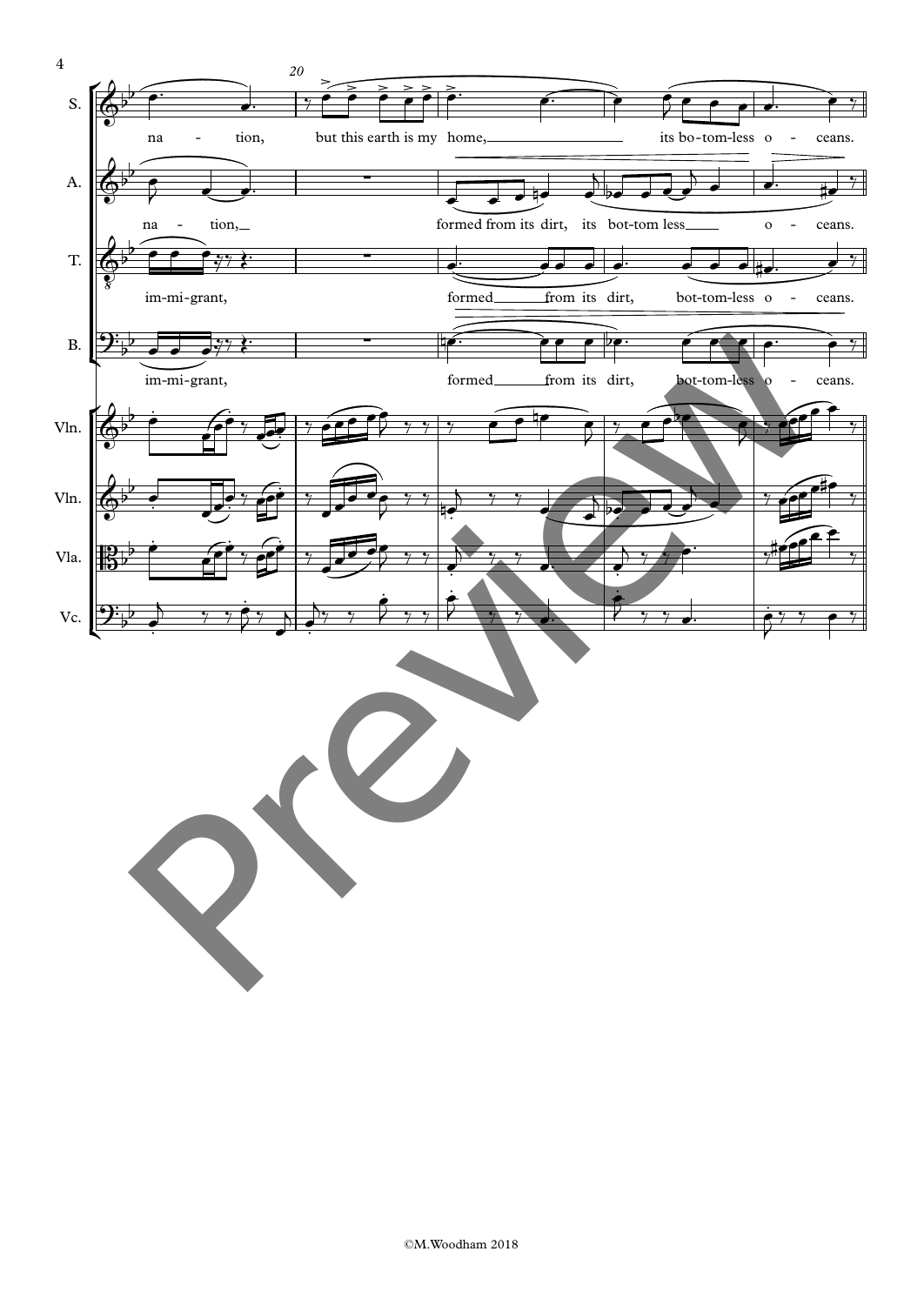20

S.

na - tion, but this earth is my home, its bo-tom-less o - ceans.

A.

na - tion, formed from its dirt, its bot-tom less o - ceans.

T.

im-mi-grant, formed from its dirt, bot-tom-less o - ceans.

B.

im-mi-grant, formed from its dirt, bot-tom-less o - ceans.

Vln.

Vln.

Vla.

Vc.

©M.Woodham 2018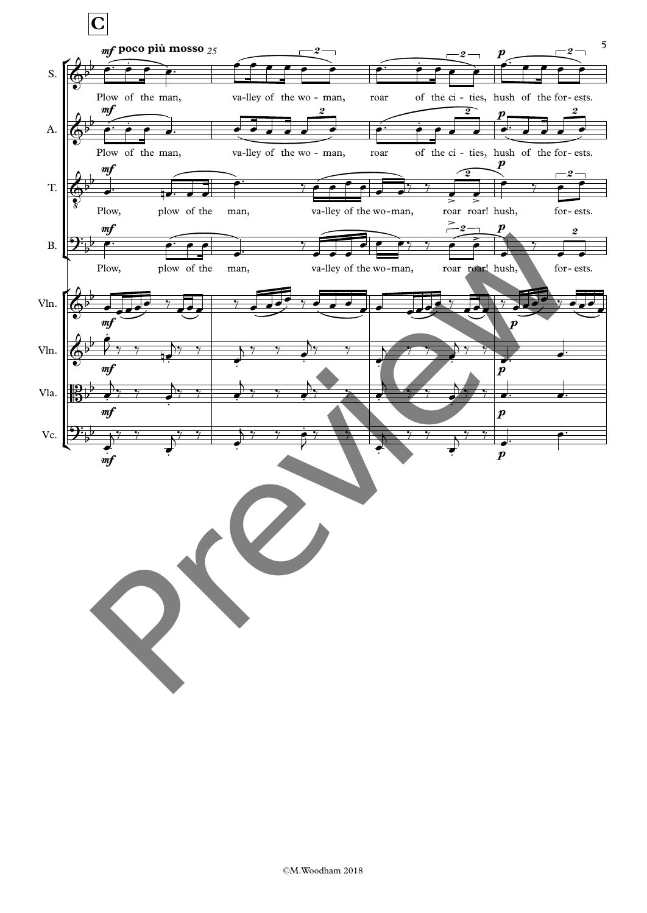**C**

*mf* **poco più mosso** 25

S.: Plow of the man, va-lley of the wo - man, roar of the ci - ties, hush of the for - ests.

A.: Plow of the man, va-lley of the wo - man, roar of the ci - ties, hush of the for - ests.

T.: Plow, plow of the man, va-lley of the wo-man, roar roar! hush, for - ests.

B.: Plow, plow of the man, va-lley of the wo-man, roar roar! hush, for - ests.

Vln.

Vln.

Vla.

Vc.

©M.Woodham 2018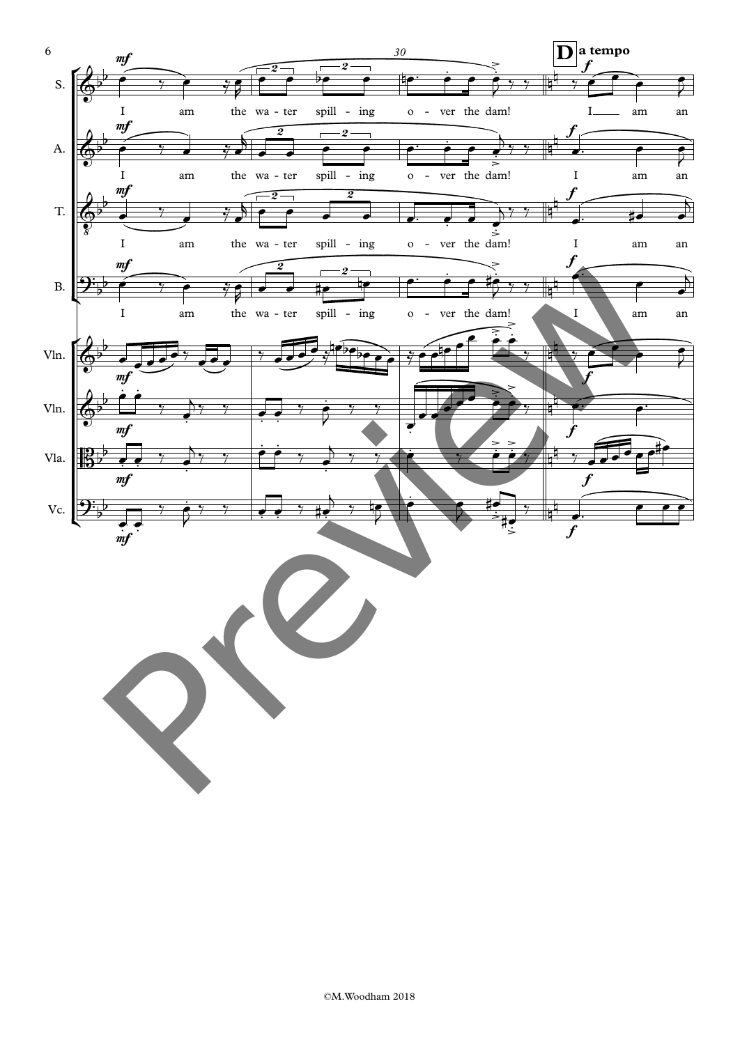**D** a tempo

I am the wa - ter spill - ing o - ver the dam! I am an